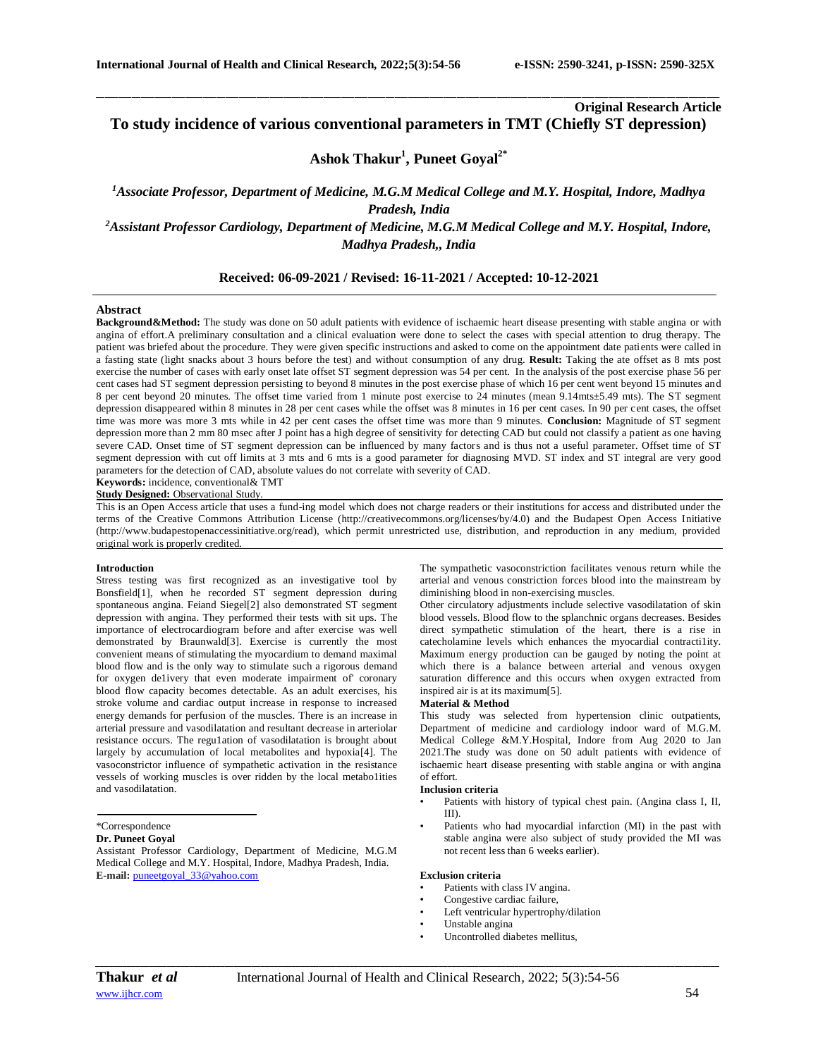**Original Research Article**

# To study incidence of various conventional parameters in TMT (Chiefly ST depression)

**Ashok Thakur[1], Puneet Goyal[2*]**

*[1]Associate Professor, Department of Medicine, M.G.M Medical College and M.Y. Hospital, Indore, Madhya Pradesh, India*

*[2]Assistant Professor Cardiology, Department of Medicine, M.G.M Medical College and M.Y. Hospital, Indore, Madhya Pradesh,, India*

**Received: 06-09-2021 / Revised: 16-11-2021 / Accepted: 10-12-2021**

## Abstract

**Background&Method:** The study was done on 50 adult patients with evidence of ischaemic heart disease presenting with stable angina or with angina of effort.A preliminary consultation and a clinical evaluation were done to select the cases with special attention to drug therapy. The patient was briefed about the procedure. They were given specific instructions and asked to come on the appointment date patients were called in a fasting state (light snacks about 3 hours before the test) and without consumption of any drug. **Result:** Taking the ate offset as 8 mts post exercise the number of cases with early onset late offset ST segment depression was 54 per cent. In the analysis of the post exercise phase 56 per cent cases had ST segment depression persisting to beyond 8 minutes in the post exercise phase of which 16 per cent went beyond 15 minutes and 8 per cent beyond 20 minutes. The offset time varied from 1 minute post exercise to 24 minutes (mean 9.14mts±5.49 mts). The ST segment depression disappeared within 8 minutes in 28 per cent cases while the offset was 8 minutes in 16 per cent cases. In 90 per cent cases, the offset time was more was more 3 mts while in 42 per cent cases the offset time was more than 9 minutes. **Conclusion:** Magnitude of ST segment depression more than 2 mm 80 msec after J point has a high degree of sensitivity for detecting CAD but could not classify a patient as one having severe CAD. Onset time of ST segment depression can be influenced by many factors and is thus not a useful parameter. Offset time of ST segment depression with cut off limits at 3 mts and 6 mts is a good parameter for diagnosing MVD. ST index and ST integral are very good parameters for the detection of CAD, absolute values do not correlate with severity of CAD.

**Keywords:** incidence, conventional& TMT

**Study Designed:** Observational Study.

This is an Open Access article that uses a fund-ing model which does not charge readers or their institutions for access and distributed under the terms of the Creative Commons Attribution License (http://creativecommons.org/licenses/by/4.0) and the Budapest Open Access Initiative (http://www.budapestopenaccessinitiative.org/read), which permit unrestricted use, distribution, and reproduction in any medium, provided original work is properly credited.

## Introduction

Stress testing was first recognized as an investigative tool by Bonsfield[1], when he recorded ST segment depression during spontaneous angina. Feiand Siegel[2] also demonstrated ST segment depression with angina. They performed their tests with sit ups. The importance of electrocardiogram before and after exercise was well demonstrated by Braunwald[3]. Exercise is currently the most convenient means of stimulating the myocardium to demand maximal blood flow and is the only way to stimulate such a rigorous demand for oxygen de1ivery that even moderate impairment of' coronary blood flow capacity becomes detectable. As an adult exercises, his stroke volume and cardiac output increase in response to increased energy demands for perfusion of the muscles. There is an increase in arterial pressure and vasodilatation and resultant decrease in arteriolar resistance occurs. The regu1ation of vasodilatation is brought about largely by accumulation of local metabolites and hypoxia[4]. The vasoconstrictor influence of sympathetic activation in the resistance vessels of working muscles is over ridden by the local metabo1ities and vasodilatation.

The sympathetic vasoconstriction facilitates venous return while the arterial and venous constriction forces blood into the mainstream by diminishing blood in non-exercising muscles.

Other circulatory adjustments include selective vasodilatation of skin blood vessels. Blood flow to the splanchnic organs decreases. Besides direct sympathetic stimulation of the heart, there is a rise in catecholamine levels which enhances the myocardial contracti1ity. Maximum energy production can be gauged by noting the point at which there is a balance between arterial and venous oxygen saturation difference and this occurs when oxygen extracted from inspired air is at its maximum[5].

## Material & Method

This study was selected from hypertension clinic outpatients, Department of medicine and cardiology indoor ward of M.G.M. Medical College &M.Y.Hospital, Indore from Aug 2020 to Jan 2021.The study was done on 50 adult patients with evidence of ischaemic heart disease presenting with stable angina or with angina of effort.

### Inclusion criteria

- Patients with history of typical chest pain. (Angina class I, II, III).
- Patients who had myocardial infarction (MI) in the past with stable angina were also subject of study provided the MI was not recent less than 6 weeks earlier).

### Exclusion criteria

- Patients with class IV angina.
- Congestive cardiac failure,
- Left ventricular hypertrophy/dilation
- Unstable angina
- Uncontrolled diabetes mellitus,

\*Correspondence

**Dr. Puneet Goyal**

Assistant Professor Cardiology, Department of Medicine, M.G.M Medical College and M.Y. Hospital, Indore, Madhya Pradesh, India.

**E-mail:** puneetgoyal_33@yahoo.com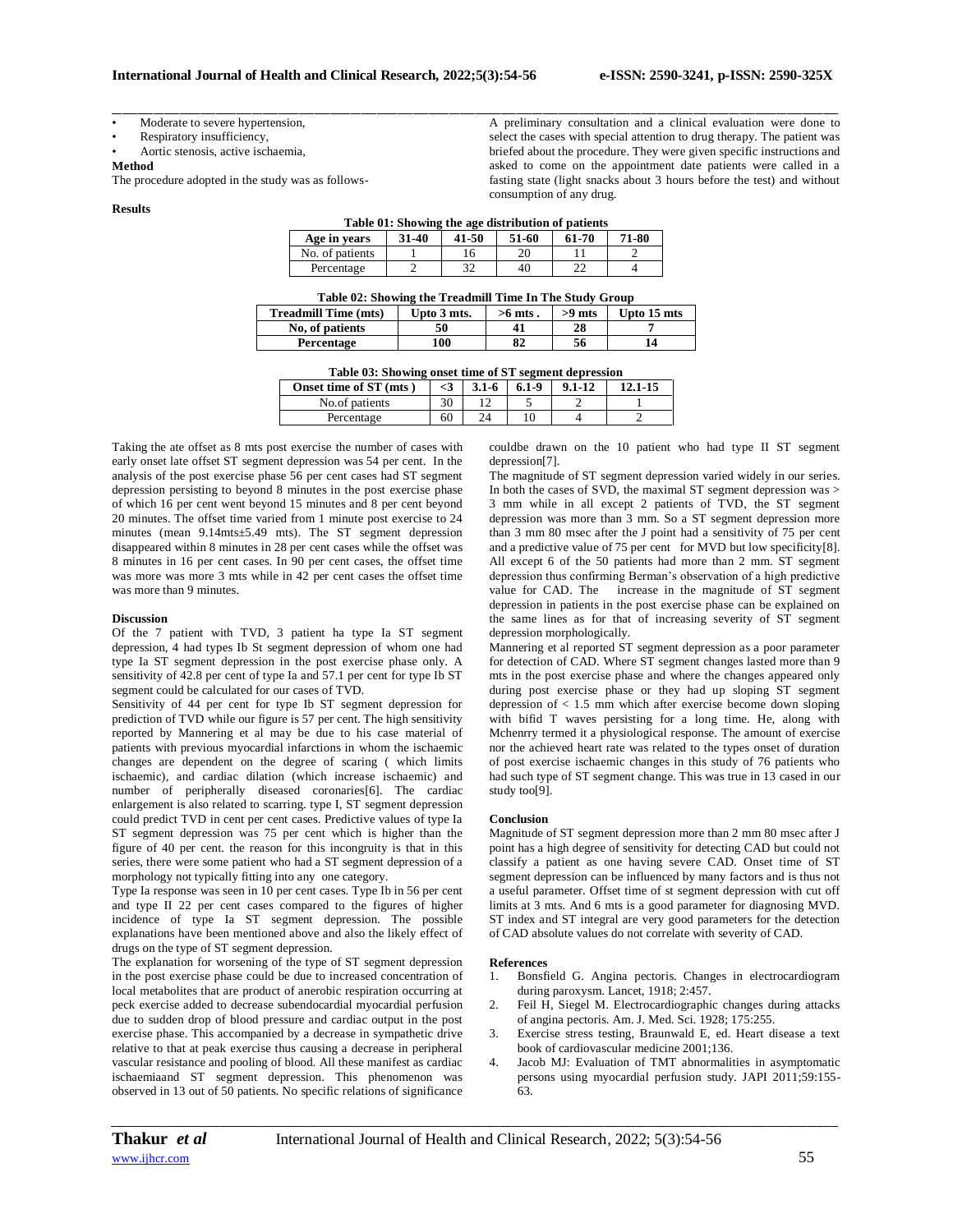- Moderate to severe hypertension,
- Respiratory insufficiency,
- Aortic stenosis, active ischaemia,

**Method**

The procedure adopted in the study was as follows-

A preliminary consultation and a clinical evaluation were done to select the cases with special attention to drug therapy. The patient was briefed about the procedure. They were given specific instructions and asked to come on the appointment date patients were called in a fasting state (light snacks about 3 hours before the test) and without consumption of any drug.

**Results**

**Table 01: Showing the age distribution of patients**

| Age in years | 31-40 | 41-50 | 51-60 | 61-70 | 71-80 |
|---|---|---|---|---|---|
| No. of patients | 1 | 16 | 20 | 11 | 2 |
| Percentage | 2 | 32 | 40 | 22 | 4 |

**Table 02: Showing the Treadmill Time In The Study Group**

| Treadmill Time (mts) | Upto 3 mts. | >6 mts . | >9 mts | Upto 15 mts |
|---|---|---|---|---|
| No, of patients | 50 | 41 | 28 | 7 |
| Percentage | 100 | 82 | 56 | 14 |

**Table 03: Showing onset time of ST segment depression**

| Onset time of ST (mts ) | <3 | 3.1-6 | 6.1-9 | 9.1-12 | 12.1-15 |
|---|---|---|---|---|---|
| No.of patients | 30 | 12 | 5 | 2 | 1 |
| Percentage | 60 | 24 | 10 | 4 | 2 |

Taking the ate offset as 8 mts post exercise the number of cases with early onset late offset ST segment depression was 54 per cent. In the analysis of the post exercise phase 56 per cent cases had ST segment depression persisting to beyond 8 minutes in the post exercise phase of which 16 per cent went beyond 15 minutes and 8 per cent beyond 20 minutes. The offset time varied from 1 minute post exercise to 24 minutes (mean 9.14mts±5.49 mts). The ST segment depression disappeared within 8 minutes in 28 per cent cases while the offset was 8 minutes in 16 per cent cases. In 90 per cent cases, the offset time was more was more 3 mts while in 42 per cent cases the offset time was more than 9 minutes.

**Discussion**

Of the 7 patient with TVD, 3 patient ha type Ia ST segment depression, 4 had types Ib St segment depression of whom one had type Ia ST segment depression in the post exercise phase only. A sensitivity of 42.8 per cent of type Ia and 57.1 per cent for type Ib ST segment could be calculated for our cases of TVD.

Sensitivity of 44 per cent for type Ib ST segment depression for prediction of TVD while our figure is 57 per cent. The high sensitivity reported by Mannering et al may be due to his case material of patients with previous myocardial infarctions in whom the ischaemic changes are dependent on the degree of scaring ( which limits ischaemic), and cardiac dilation (which increase ischaemic) and number of peripherally diseased coronaries[6]. The cardiac enlargement is also related to scarring. type I, ST segment depression could predict TVD in cent per cent cases. Predictive values of type Ia ST segment depression was 75 per cent which is higher than the figure of 40 per cent. the reason for this incongruity is that in this series, there were some patient who had a ST segment depression of a morphology not typically fitting into any one category.

Type Ia response was seen in 10 per cent cases. Type Ib in 56 per cent and type II 22 per cent cases compared to the figures of higher incidence of type Ia ST segment depression. The possible explanations have been mentioned above and also the likely effect of drugs on the type of ST segment depression.

The explanation for worsening of the type of ST segment depression in the post exercise phase could be due to increased concentration of local metabolites that are product of anerobic respiration occurring at peck exercise added to decrease subendocardial myocardial perfusion due to sudden drop of blood pressure and cardiac output in the post exercise phase. This accompanied by a decrease in sympathetic drive relative to that at peak exercise thus causing a decrease in peripheral vascular resistance and pooling of blood. All these manifest as cardiac ischaemiaand ST segment depression. This phenomenon was observed in 13 out of 50 patients. No specific relations of significance couldbe drawn on the 10 patient who had type II ST segment depression[7].

The magnitude of ST segment depression varied widely in our series. In both the cases of SVD, the maximal ST segment depression was > 3 mm while in all except 2 patients of TVD, the ST segment depression was more than 3 mm. So a ST segment depression more than 3 mm 80 msec after the J point had a sensitivity of 75 per cent and a predictive value of 75 per cent for MVD but low specificity[8]. All except 6 of the 50 patients had more than 2 mm. ST segment depression thus confirming Berman's observation of a high predictive value for CAD. The increase in the magnitude of ST segment depression in patients in the post exercise phase can be explained on the same lines as for that of increasing severity of ST segment depression morphologically.

Mannering et al reported ST segment depression as a poor parameter for detection of CAD. Where ST segment changes lasted more than 9 mts in the post exercise phase and where the changes appeared only during post exercise phase or they had up sloping ST segment depression of < 1.5 mm which after exercise become down sloping with bifid T waves persisting for a long time. He, along with Mchenrry termed it a physiological response. The amount of exercise nor the achieved heart rate was related to the types onset of duration of post exercise ischaemic changes in this study of 76 patients who had such type of ST segment change. This was true in 13 cased in our study too[9].

**Conclusion**

Magnitude of ST segment depression more than 2 mm 80 msec after J point has a high degree of sensitivity for detecting CAD but could not classify a patient as one having severe CAD. Onset time of ST segment depression can be influenced by many factors and is thus not a useful parameter. Offset time of st segment depression with cut off limits at 3 mts. And 6 mts is a good parameter for diagnosing MVD. ST index and ST integral are very good parameters for the detection of CAD absolute values do not correlate with severity of CAD.

**References**

1. Bonsfield G. Angina pectoris. Changes in electrocardiogram during paroxysm. Lancet, 1918; 2:457.
2. Feil H, Siegel M. Electrocardiographic changes during attacks of angina pectoris. Am. J. Med. Sci. 1928; 175:255.
3. Exercise stress testing, Braunwald E, ed. Heart disease a text book of cardiovascular medicine 2001;136.
4. Jacob MJ: Evaluation of TMT abnormalities in asymptomatic persons using myocardial perfusion study. JAPI 2011;59:155-63.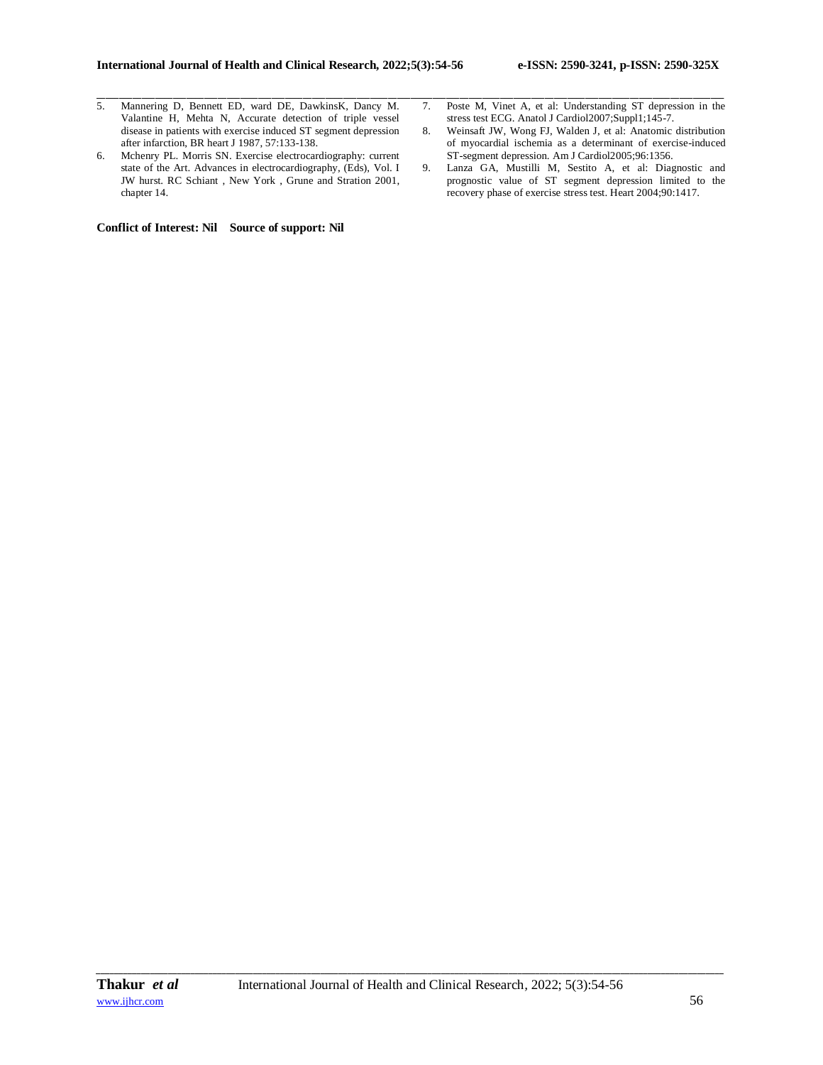5. Mannering D, Bennett ED, ward DE, DawkinsK, Dancy M. Valantine H, Mehta N, Accurate detection of triple vessel disease in patients with exercise induced ST segment depression after infarction, BR heart J 1987, 57:133-138.
6. Mchenry PL. Morris SN. Exercise electrocardiography: current state of the Art. Advances in electrocardiography, (Eds), Vol. I JW hurst. RC Schiant , New York , Grune and Stration 2001, chapter 14.
7. Poste M, Vinet A, et al: Understanding ST depression in the stress test ECG. Anatol J Cardiol2007;Suppl1;145-7.
8. Weinsaft JW, Wong FJ, Walden J, et al: Anatomic distribution of myocardial ischemia as a determinant of exercise-induced ST-segment depression. Am J Cardiol2005;96:1356.
9. Lanza GA, Mustilli M, Sestito A, et al: Diagnostic and prognostic value of ST segment depression limited to the recovery phase of exercise stress test. Heart 2004;90:1417.

**Conflict of Interest: Nil Source of support: Nil**